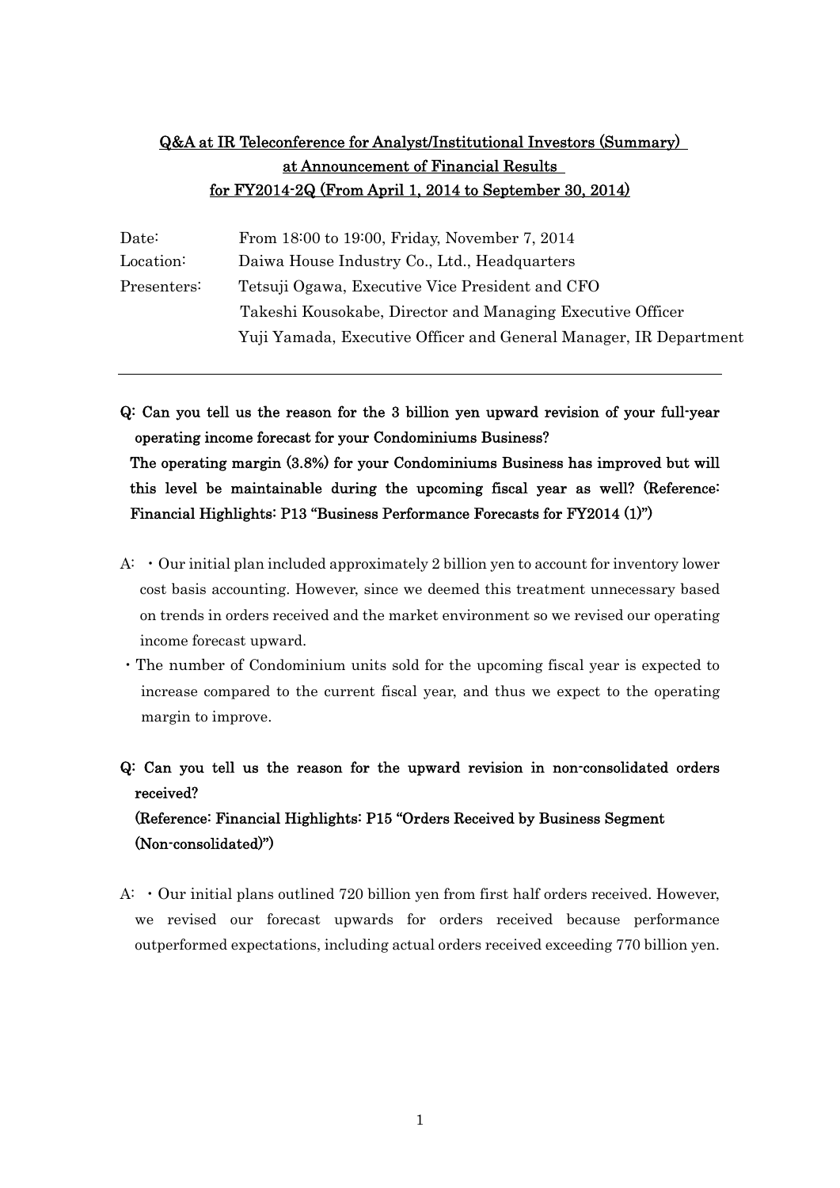## Q&A at IR Teleconference for Analyst/Institutional Investors (Summary) at Announcement of Financial Results for FY2014-2Q (From April 1, 2014 to September 30, 2014)

| | |
|---|---|
| Date: | From 18:00 to 19:00, Friday, November 7, 2014 |
| Location: | Daiwa House Industry Co., Ltd., Headquarters |
| Presenters: | Tetsuji Ogawa, Executive Vice President and CFO |
| | Takeshi Kousokabe, Director and Managing Executive Officer |
| | Yuji Yamada, Executive Officer and General Manager, IR Department |

---

**Q: Can you tell us the reason for the 3 billion yen upward revision of your full-year operating income forecast for your Condominiums Business?**
**The operating margin (3.8%) for your Condominiums Business has improved but will this level be maintainable during the upcoming fiscal year as well? (Reference: Financial Highlights: P13 "Business Performance Forecasts for FY2014 (1)")**

A: ・Our initial plan included approximately 2 billion yen to account for inventory lower cost basis accounting. However, since we deemed this treatment unnecessary based on trends in orders received and the market environment so we revised our operating income forecast upward.

・The number of Condominium units sold for the upcoming fiscal year is expected to increase compared to the current fiscal year, and thus we expect to the operating margin to improve.

**Q: Can you tell us the reason for the upward revision in non-consolidated orders received?**
**(Reference: Financial Highlights: P15 "Orders Received by Business Segment (Non-consolidated)")**

A: ・Our initial plans outlined 720 billion yen from first half orders received. However, we revised our forecast upwards for orders received because performance outperformed expectations, including actual orders received exceeding 770 billion yen.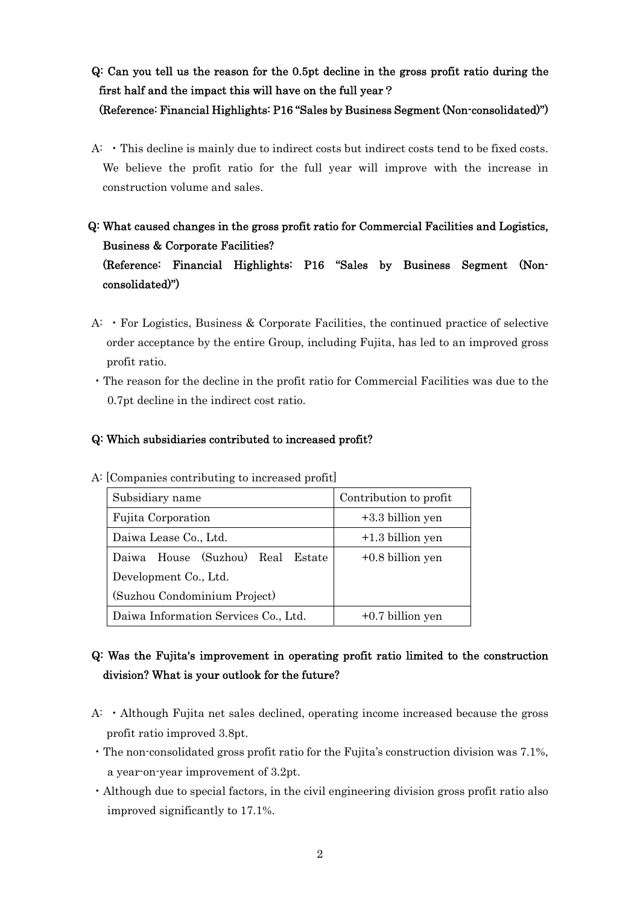**Q: Can you tell us the reason for the 0.5pt decline in the gross profit ratio during the first half and the impact this will have on the full year？**
**(Reference: Financial Highlights: P16 "Sales by Business Segment (Non-consolidated)")**

A: ・This decline is mainly due to indirect costs but indirect costs tend to be fixed costs. We believe the profit ratio for the full year will improve with the increase in construction volume and sales.

**Q: What caused changes in the gross profit ratio for Commercial Facilities and Logistics, Business & Corporate Facilities?**
**(Reference: Financial Highlights: P16 "Sales by Business Segment (Non-consolidated)")**

A: ・For Logistics, Business & Corporate Facilities, the continued practice of selective order acceptance by the entire Group, including Fujita, has led to an improved gross profit ratio.
・The reason for the decline in the profit ratio for Commercial Facilities was due to the 0.7pt decline in the indirect cost ratio.

**Q: Which subsidiaries contributed to increased profit?**

A: [Companies contributing to increased profit]

| Subsidiary name | Contribution to profit |
|---|---|
| Fujita Corporation | +3.3 billion yen |
| Daiwa Lease Co., Ltd. | +1.3 billion yen |
| Daiwa House (Suzhou) Real Estate Development Co., Ltd. (Suzhou Condominium Project) | +0.8 billion yen |
| Daiwa Information Services Co., Ltd. | +0.7 billion yen |

**Q: Was the Fujita's improvement in operating profit ratio limited to the construction division? What is your outlook for the future?**

A: ・Although Fujita net sales declined, operating income increased because the gross profit ratio improved 3.8pt.
・The non-consolidated gross profit ratio for the Fujita's construction division was 7.1%, a year-on-year improvement of 3.2pt.
・Although due to special factors, in the civil engineering division gross profit ratio also improved significantly to 17.1%.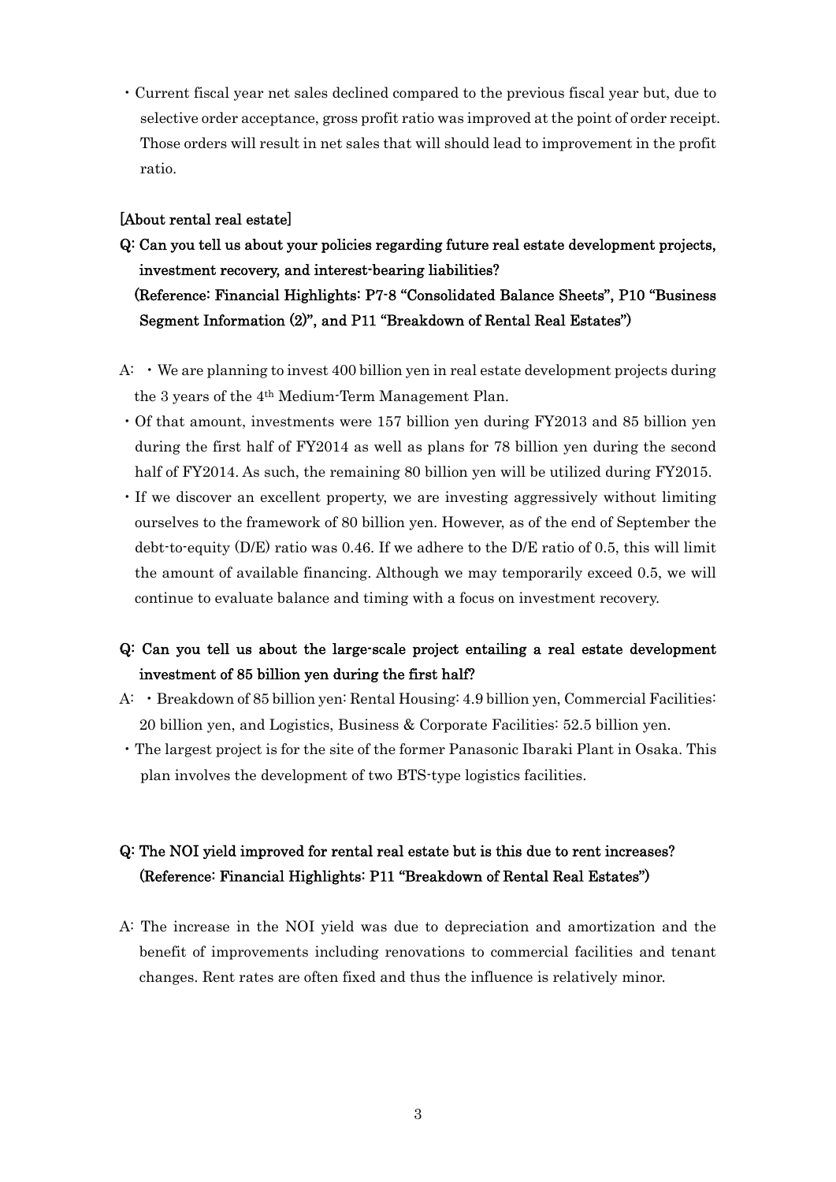- Current fiscal year net sales declined compared to the previous fiscal year but, due to selective order acceptance, gross profit ratio was improved at the point of order receipt. Those orders will result in net sales that will should lead to improvement in the profit ratio.

**[About rental real estate]**

**Q: Can you tell us about your policies regarding future real estate development projects, investment recovery, and interest-bearing liabilities?**
**(Reference: Financial Highlights: P7-8 "Consolidated Balance Sheets", P10 "Business Segment Information (2)", and P11 "Breakdown of Rental Real Estates")**

A:
- We are planning to invest 400 billion yen in real estate development projects during the 3 years of the 4th Medium-Term Management Plan.
- Of that amount, investments were 157 billion yen during FY2013 and 85 billion yen during the first half of FY2014 as well as plans for 78 billion yen during the second half of FY2014. As such, the remaining 80 billion yen will be utilized during FY2015.
- If we discover an excellent property, we are investing aggressively without limiting ourselves to the framework of 80 billion yen. However, as of the end of September the debt-to-equity (D/E) ratio was 0.46. If we adhere to the D/E ratio of 0.5, this will limit the amount of available financing. Although we may temporarily exceed 0.5, we will continue to evaluate balance and timing with a focus on investment recovery.

**Q: Can you tell us about the large-scale project entailing a real estate development investment of 85 billion yen during the first half?**

A:
- Breakdown of 85 billion yen: Rental Housing: 4.9 billion yen, Commercial Facilities: 20 billion yen, and Logistics, Business & Corporate Facilities: 52.5 billion yen.
- The largest project is for the site of the former Panasonic Ibaraki Plant in Osaka. This plan involves the development of two BTS-type logistics facilities.

**Q: The NOI yield improved for rental real estate but is this due to rent increases?**
**(Reference: Financial Highlights: P11 "Breakdown of Rental Real Estates")**

A: The increase in the NOI yield was due to depreciation and amortization and the benefit of improvements including renovations to commercial facilities and tenant changes. Rent rates are often fixed and thus the influence is relatively minor.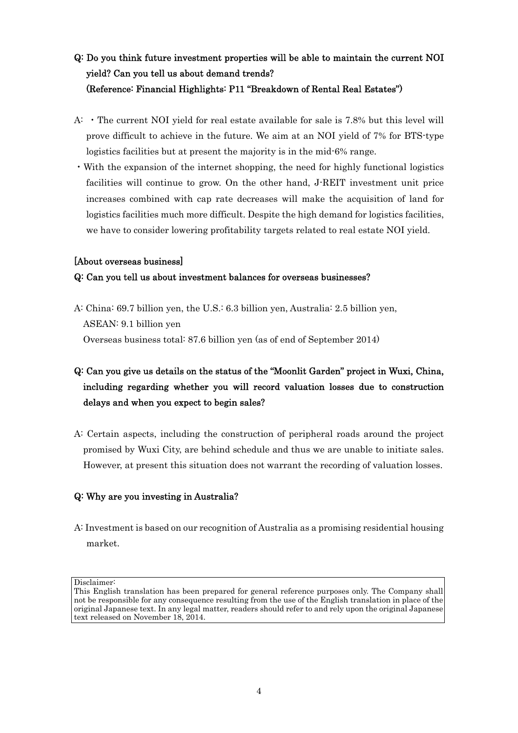**Q: Do you think future investment properties will be able to maintain the current NOI yield? Can you tell us about demand trends?**
**(Reference: Financial Highlights: P11 "Breakdown of Rental Real Estates")**

A: ・The current NOI yield for real estate available for sale is 7.8% but this level will prove difficult to achieve in the future. We aim at an NOI yield of 7% for BTS-type logistics facilities but at present the majority is in the mid-6% range.

・With the expansion of the internet shopping, the need for highly functional logistics facilities will continue to grow. On the other hand, J-REIT investment unit price increases combined with cap rate decreases will make the acquisition of land for logistics facilities much more difficult. Despite the high demand for logistics facilities, we have to consider lowering profitability targets related to real estate NOI yield.

**[About overseas business]**

**Q: Can you tell us about investment balances for overseas businesses?**

A: China: 69.7 billion yen, the U.S.: 6.3 billion yen, Australia: 2.5 billion yen, ASEAN: 9.1 billion yen
Overseas business total: 87.6 billion yen (as of end of September 2014)

**Q: Can you give us details on the status of the "Moonlit Garden" project in Wuxi, China, including regarding whether you will record valuation losses due to construction delays and when you expect to begin sales?**

A: Certain aspects, including the construction of peripheral roads around the project promised by Wuxi City, are behind schedule and thus we are unable to initiate sales. However, at present this situation does not warrant the recording of valuation losses.

**Q: Why are you investing in Australia?**

A: Investment is based on our recognition of Australia as a promising residential housing market.

Disclaimer:
This English translation has been prepared for general reference purposes only. The Company shall not be responsible for any consequence resulting from the use of the English translation in place of the original Japanese text. In any legal matter, readers should refer to and rely upon the original Japanese text released on November 18, 2014.